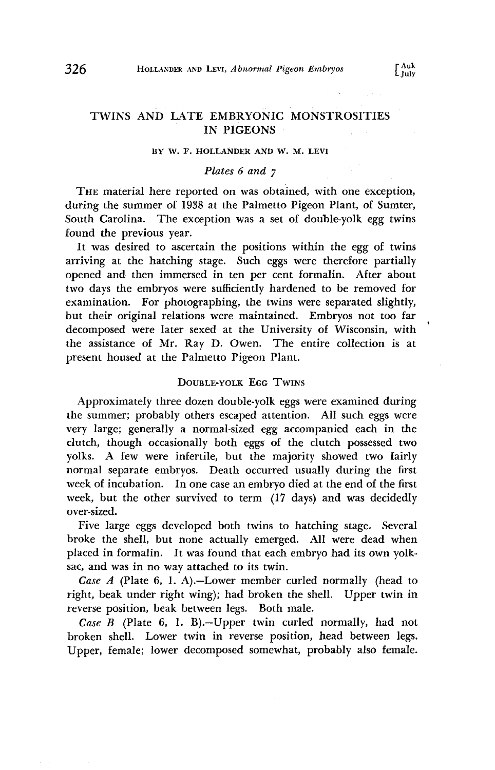# TWINS AND LATE EMBRYONIC MONSTROSITIES IN PIGEONS

BY W. F. HOLLANDER AND W. M. LEVI

*Plates 6 and 7*

THE material here reported on was obtained, with one exception, during the summer of 1938 at the Palmetto Pigeon Plant, of Sumter, South Carolina. The exception was a set of double-yolk egg twins found the previous year.

It was desired to ascertain the positions within the egg of twins arriving at the hatching stage. Such eggs were therefore partially opened and then immersed in ten per cent formalin. After about two days the embryos were sufficiently hardened to be removed for examination. For photographing, the twins were separated slightly, but their original relations were maintained. Embryos not too far decomposed were later sexed at the University of Wisconsin, with the assistance of Mr. Ray D. Owen. The entire collection is at present housed at the Palmetto Pigeon Plant.

## DOUBLE-YOLK EGG TWINS

Approximately three dozen double-yolk eggs were examined during the summer; probably others escaped attention. All such eggs were very large; generally a normal-sized egg accompanied each in the clutch, though occasionally both eggs of the clutch possessed two yolks. A few were infertile, but the majority showed two fairly normal separate embryos. Death occurred usually during the first week of incubation. In one case an embryo died at the end of the first week, but the other survived to term (17 days) and was decidedly over-sized.

Five large eggs developed both twins to hatching stage. Several broke the shell, but none actually emerged. All were dead when placed in formalin. It was found that each embryo had its own yolk-sac, and was in no way attached to its twin.

*Case A* (Plate 6, 1. A).—Lower member curled normally (head to right, beak under right wing); had broken the shell. Upper twin in reverse position, beak between legs. Both male.

*Case B* (Plate 6, 1. B).—Upper twin curled normally, had not broken shell. Lower twin in reverse position, head between legs. Upper, female; lower decomposed somewhat, probably also female.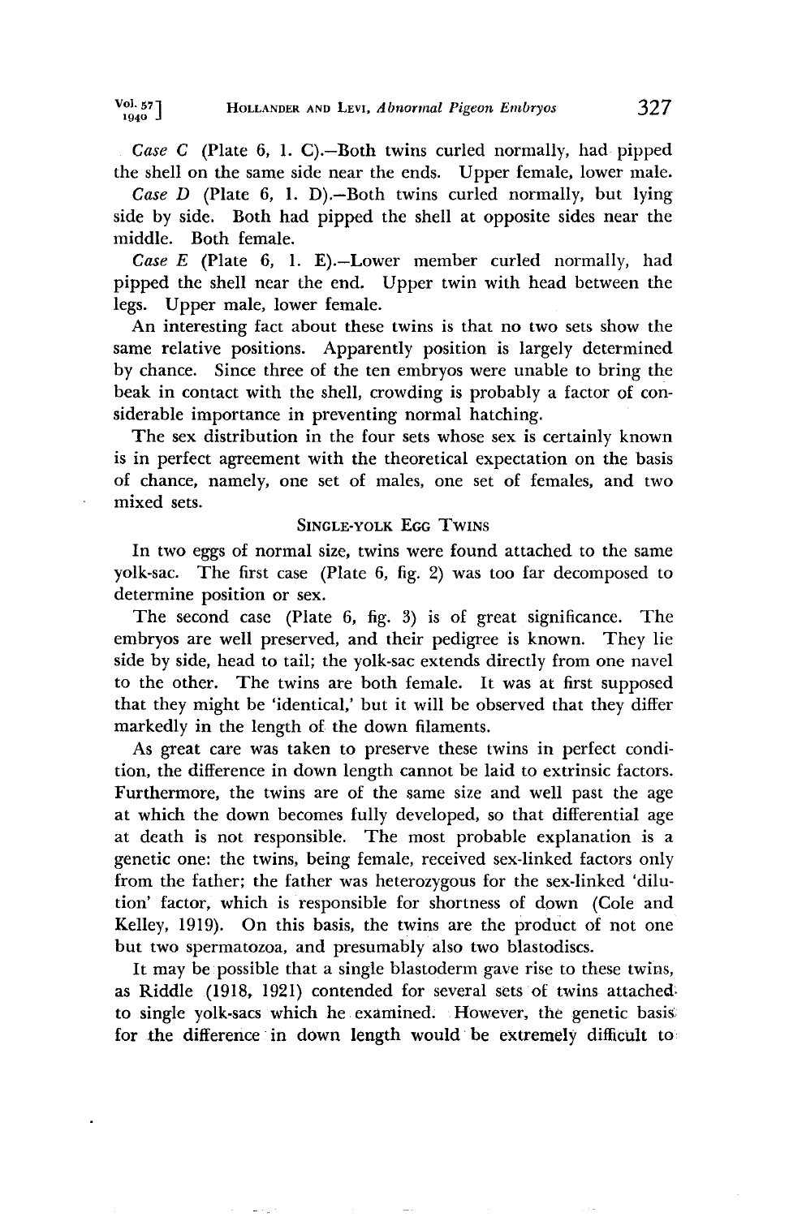*Case C* (Plate 6, 1. C).—Both twins curled normally, had pipped the shell on the same side near the ends. Upper female, lower male.

*Case D* (Plate 6, 1. D).—Both twins curled normally, but lying side by side. Both had pipped the shell at opposite sides near the middle. Both female.

*Case E* (Plate 6, 1. E).—Lower member curled normally, had pipped the shell near the end. Upper twin with head between the legs. Upper male, lower female.

An interesting fact about these twins is that no two sets show the same relative positions. Apparently position is largely determined by chance. Since three of the ten embryos were unable to bring the beak in contact with the shell, crowding is probably a factor of considerable importance in preventing normal hatching.

The sex distribution in the four sets whose sex is certainly known is in perfect agreement with the theoretical expectation on the basis of chance, namely, one set of males, one set of females, and two mixed sets.

## Single-yolk Egg Twins

In two eggs of normal size, twins were found attached to the same yolk-sac. The first case (Plate 6, fig. 2) was too far decomposed to determine position or sex.

The second case (Plate 6, fig. 3) is of great significance. The embryos are well preserved, and their pedigree is known. They lie side by side, head to tail; the yolk-sac extends directly from one navel to the other. The twins are both female. It was at first supposed that they might be 'identical,' but it will be observed that they differ markedly in the length of the down filaments.

As great care was taken to preserve these twins in perfect condition, the difference in down length cannot be laid to extrinsic factors. Furthermore, the twins are of the same size and well past the age at which the down becomes fully developed, so that differential age at death is not responsible. The most probable explanation is a genetic one: the twins, being female, received sex-linked factors only from the father; the father was heterozygous for the sex-linked 'dilution' factor, which is responsible for shortness of down (Cole and Kelley, 1919). On this basis, the twins are the product of not one but two spermatozoa, and presumably also two blastodiscs.

It may be possible that a single blastoderm gave rise to these twins, as Riddle (1918, 1921) contended for several sets of twins attached to single yolk-sacs which he examined. However, the genetic basis for the difference in down length would be extremely difficult to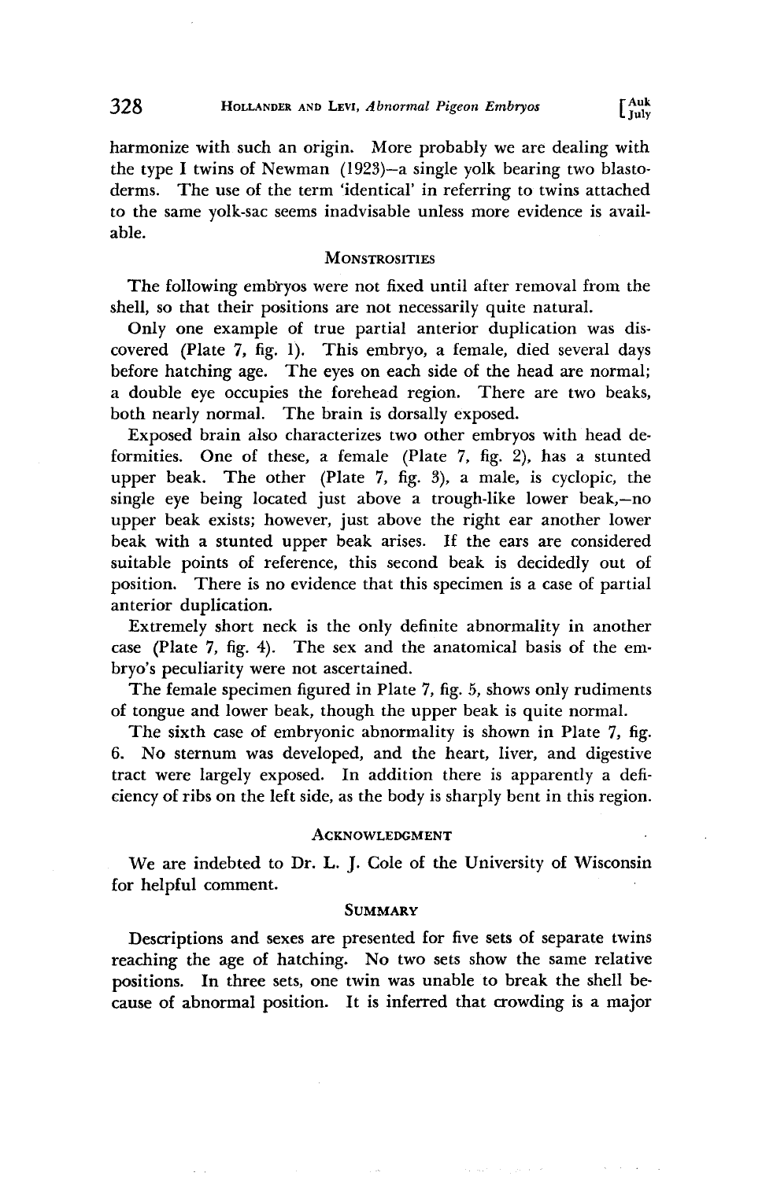harmonize with such an origin. More probably we are dealing with the type I twins of Newman (1923)—a single yolk bearing two blastoderms. The use of the term 'identical' in referring to twins attached to the same yolk-sac seems inadvisable unless more evidence is available.

## Monstrosities

The following embryos were not fixed until after removal from the shell, so that their positions are not necessarily quite natural.

Only one example of true partial anterior duplication was discovered (Plate 7, fig. 1). This embryo, a female, died several days before hatching age. The eyes on each side of the head are normal; a double eye occupies the forehead region. There are two beaks, both nearly normal. The brain is dorsally exposed.

Exposed brain also characterizes two other embryos with head deformities. One of these, a female (Plate 7, fig. 2), has a stunted upper beak. The other (Plate 7, fig. 3), a male, is cyclopic, the single eye being located just above a trough-like lower beak,—no upper beak exists; however, just above the right ear another lower beak with a stunted upper beak arises. If the ears are considered suitable points of reference, this second beak is decidedly out of position. There is no evidence that this specimen is a case of partial anterior duplication.

Extremely short neck is the only definite abnormality in another case (Plate 7, fig. 4). The sex and the anatomical basis of the embryo's peculiarity were not ascertained.

The female specimen figured in Plate 7, fig. 5, shows only rudiments of tongue and lower beak, though the upper beak is quite normal.

The sixth case of embryonic abnormality is shown in Plate 7, fig. 6. No sternum was developed, and the heart, liver, and digestive tract were largely exposed. In addition there is apparently a deficiency of ribs on the left side, as the body is sharply bent in this region.

## Acknowledgment

We are indebted to Dr. L. J. Cole of the University of Wisconsin for helpful comment.

## Summary

Descriptions and sexes are presented for five sets of separate twins reaching the age of hatching. No two sets show the same relative positions. In three sets, one twin was unable to break the shell because of abnormal position. It is inferred that crowding is a major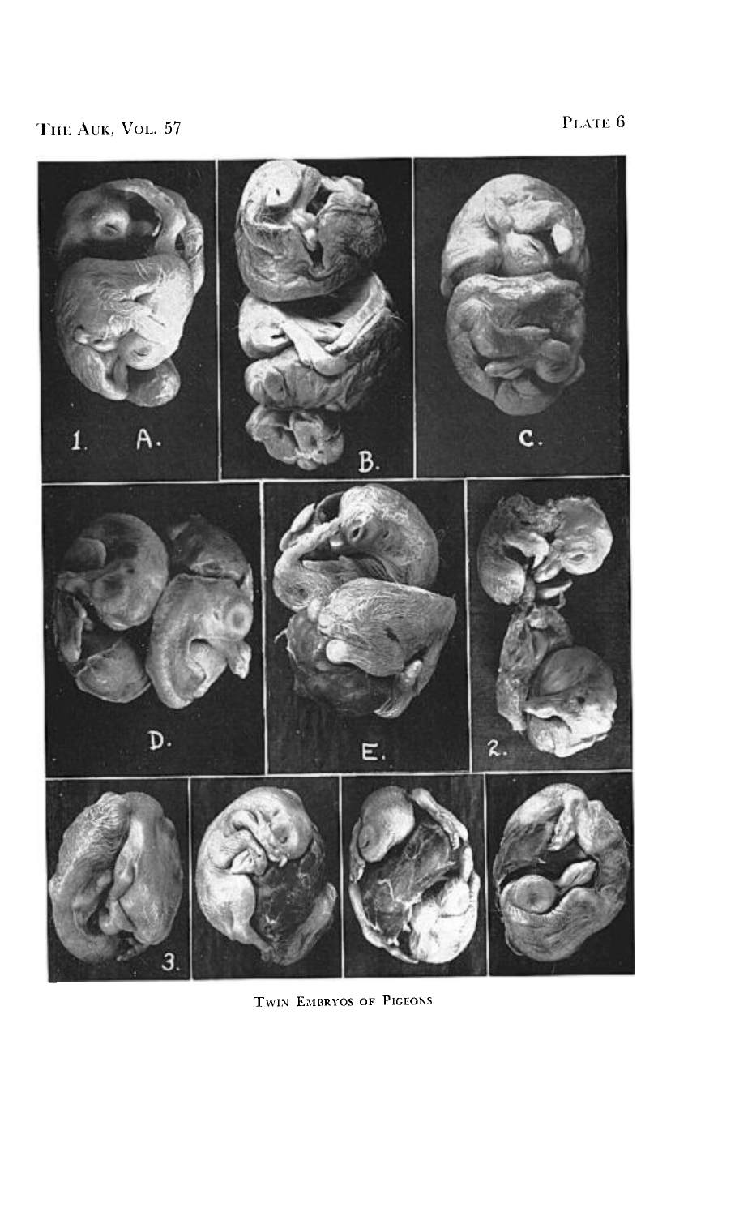TWIN EMBRYOS OF PIGEONS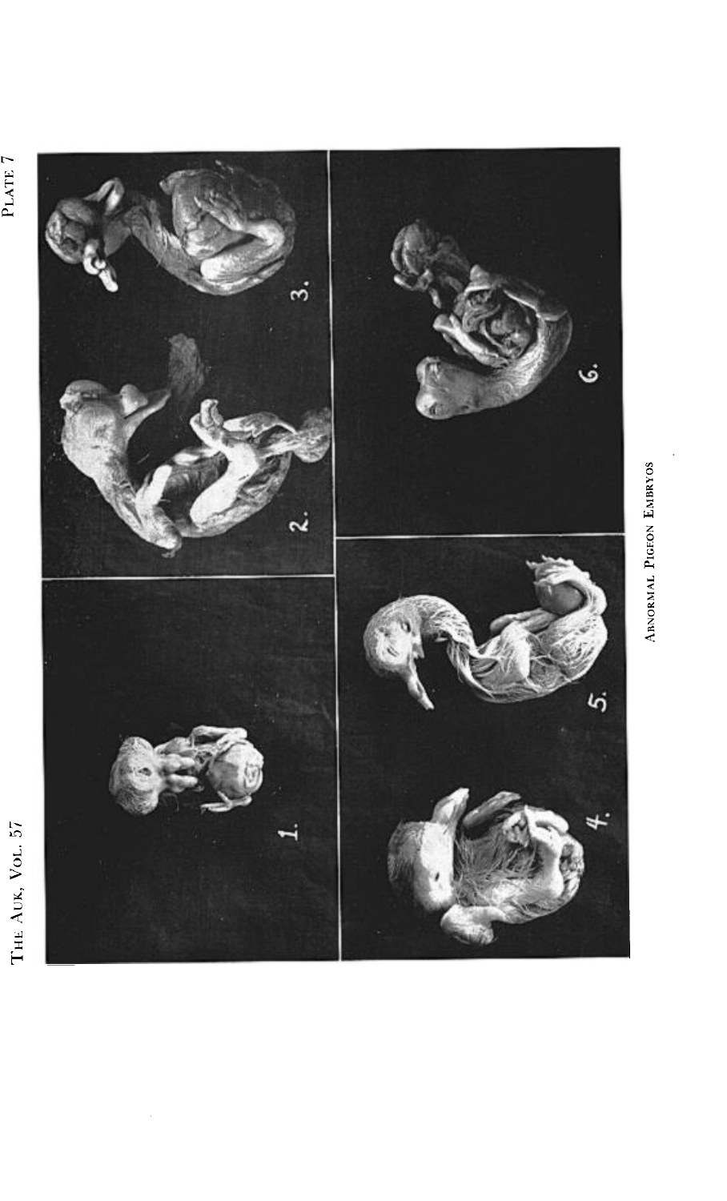ABNORMAL PIGEON EMBRYOS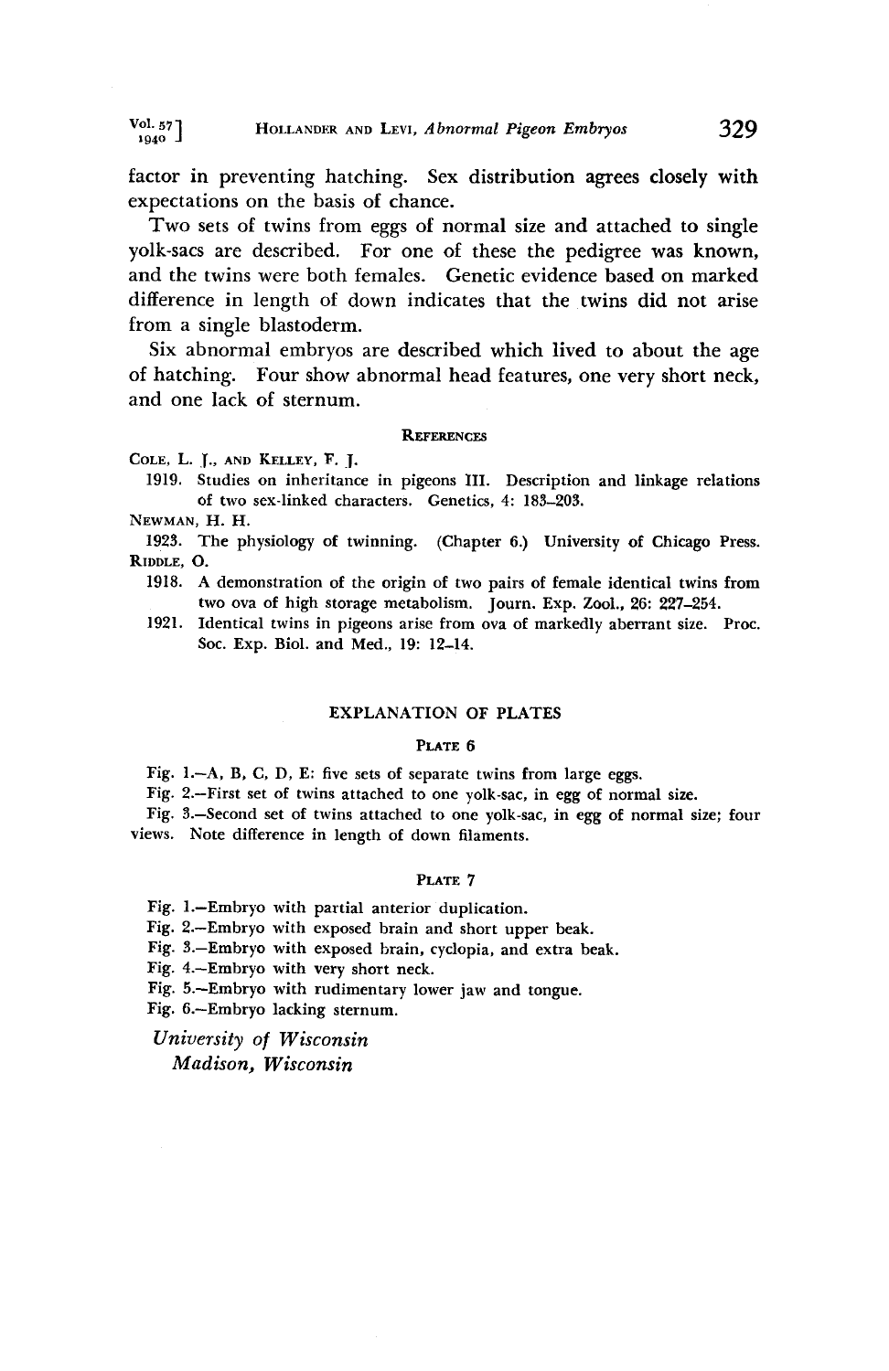factor in preventing hatching. Sex distribution agrees closely with expectations on the basis of chance.

Two sets of twins from eggs of normal size and attached to single yolk-sacs are described. For one of these the pedigree was known, and the twins were both females. Genetic evidence based on marked difference in length of down indicates that the twins did not arise from a single blastoderm.

Six abnormal embryos are described which lived to about the age of hatching. Four show abnormal head features, one very short neck, and one lack of sternum.

### References

Cole, L. J., and Kelley, F. J.

1919. Studies on inheritance in pigeons III. Description and linkage relations of two sex-linked characters. Genetics, 4: 183–203.

Newman, H. H.

1923. The physiology of twinning. (Chapter 6.) University of Chicago Press.

Riddle, O.

1918. A demonstration of the origin of two pairs of female identical twins from two ova of high storage metabolism. Journ. Exp. Zool., 26: 227–254.

1921. Identical twins in pigeons arise from ova of markedly aberrant size. Proc. Soc. Exp. Biol. and Med., 19: 12–14.

## EXPLANATION OF PLATES

### Plate 6

Fig. 1.—A, B, C, D, E: five sets of separate twins from large eggs.

Fig. 2.—First set of twins attached to one yolk-sac, in egg of normal size.

Fig. 3.—Second set of twins attached to one yolk-sac, in egg of normal size; four views. Note difference in length of down filaments.

### Plate 7

Fig. 1.—Embryo with partial anterior duplication.

Fig. 2.—Embryo with exposed brain and short upper beak.

Fig. 3.—Embryo with exposed brain, cyclopia, and extra beak.

Fig. 4.—Embryo with very short neck.

Fig. 5.—Embryo with rudimentary lower jaw and tongue.

Fig. 6.—Embryo lacking sternum.

*University of Wisconsin*
*Madison, Wisconsin*